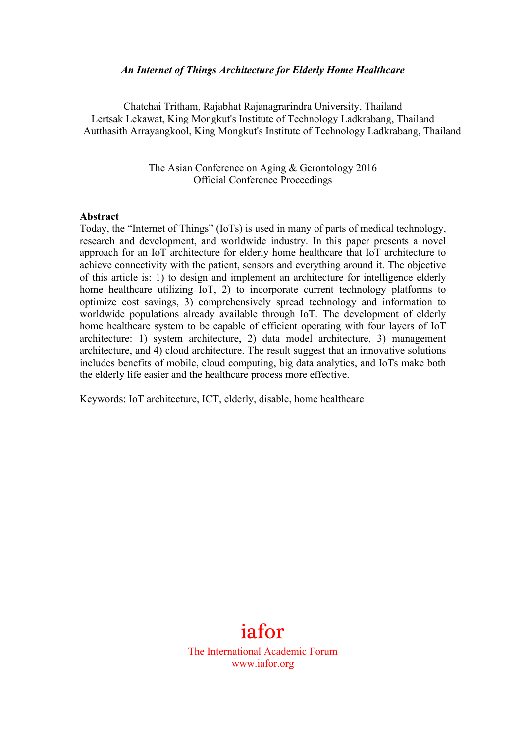# *An Internet of Things Architecture for Elderly Home Healthcare*

Chatchai Tritham, Rajabhat Rajanagrarindra University, Thailand
Lertsak Lekawat, King Mongkut's Institute of Technology Ladkrabang, Thailand
Autthasith Arrayangkool, King Mongkut's Institute of Technology Ladkrabang, Thailand

The Asian Conference on Aging & Gerontology 2016
Official Conference Proceedings

**Abstract**

Today, the "Internet of Things" (IoTs) is used in many of parts of medical technology, research and development, and worldwide industry. In this paper presents a novel approach for an IoT architecture for elderly home healthcare that IoT architecture to achieve connectivity with the patient, sensors and everything around it. The objective of this article is: 1) to design and implement an architecture for intelligence elderly home healthcare utilizing IoT, 2) to incorporate current technology platforms to optimize cost savings, 3) comprehensively spread technology and information to worldwide populations already available through IoT. The development of elderly home healthcare system to be capable of efficient operating with four layers of IoT architecture: 1) system architecture, 2) data model architecture, 3) management architecture, and 4) cloud architecture. The result suggest that an innovative solutions includes benefits of mobile, cloud computing, big data analytics, and IoTs make both the elderly life easier and the healthcare process more effective.

Keywords: IoT architecture, ICT, elderly, disable, home healthcare

iafor
The International Academic Forum
www.iafor.org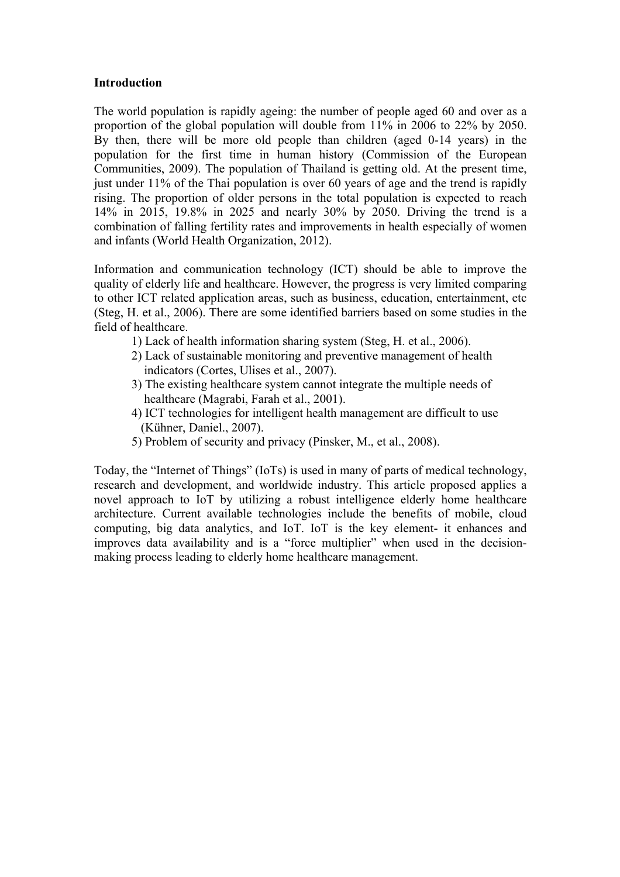## Introduction

The world population is rapidly ageing: the number of people aged 60 and over as a proportion of the global population will double from 11% in 2006 to 22% by 2050. By then, there will be more old people than children (aged 0-14 years) in the population for the first time in human history (Commission of the European Communities, 2009). The population of Thailand is getting old. At the present time, just under 11% of the Thai population is over 60 years of age and the trend is rapidly rising. The proportion of older persons in the total population is expected to reach 14% in 2015, 19.8% in 2025 and nearly 30% by 2050. Driving the trend is a combination of falling fertility rates and improvements in health especially of women and infants (World Health Organization, 2012).

Information and communication technology (ICT) should be able to improve the quality of elderly life and healthcare. However, the progress is very limited comparing to other ICT related application areas, such as business, education, entertainment, etc (Steg, H. et al., 2006). There are some identified barriers based on some studies in the field of healthcare.

1) Lack of health information sharing system (Steg, H. et al., 2006).
2) Lack of sustainable monitoring and preventive management of health indicators (Cortes, Ulises et al., 2007).
3) The existing healthcare system cannot integrate the multiple needs of healthcare (Magrabi, Farah et al., 2001).
4) ICT technologies for intelligent health management are difficult to use (Kühner, Daniel., 2007).
5) Problem of security and privacy (Pinsker, M., et al., 2008).

Today, the "Internet of Things" (IoTs) is used in many of parts of medical technology, research and development, and worldwide industry. This article proposed applies a novel approach to IoT by utilizing a robust intelligence elderly home healthcare architecture. Current available technologies include the benefits of mobile, cloud computing, big data analytics, and IoT. IoT is the key element- it enhances and improves data availability and is a "force multiplier" when used in the decision-making process leading to elderly home healthcare management.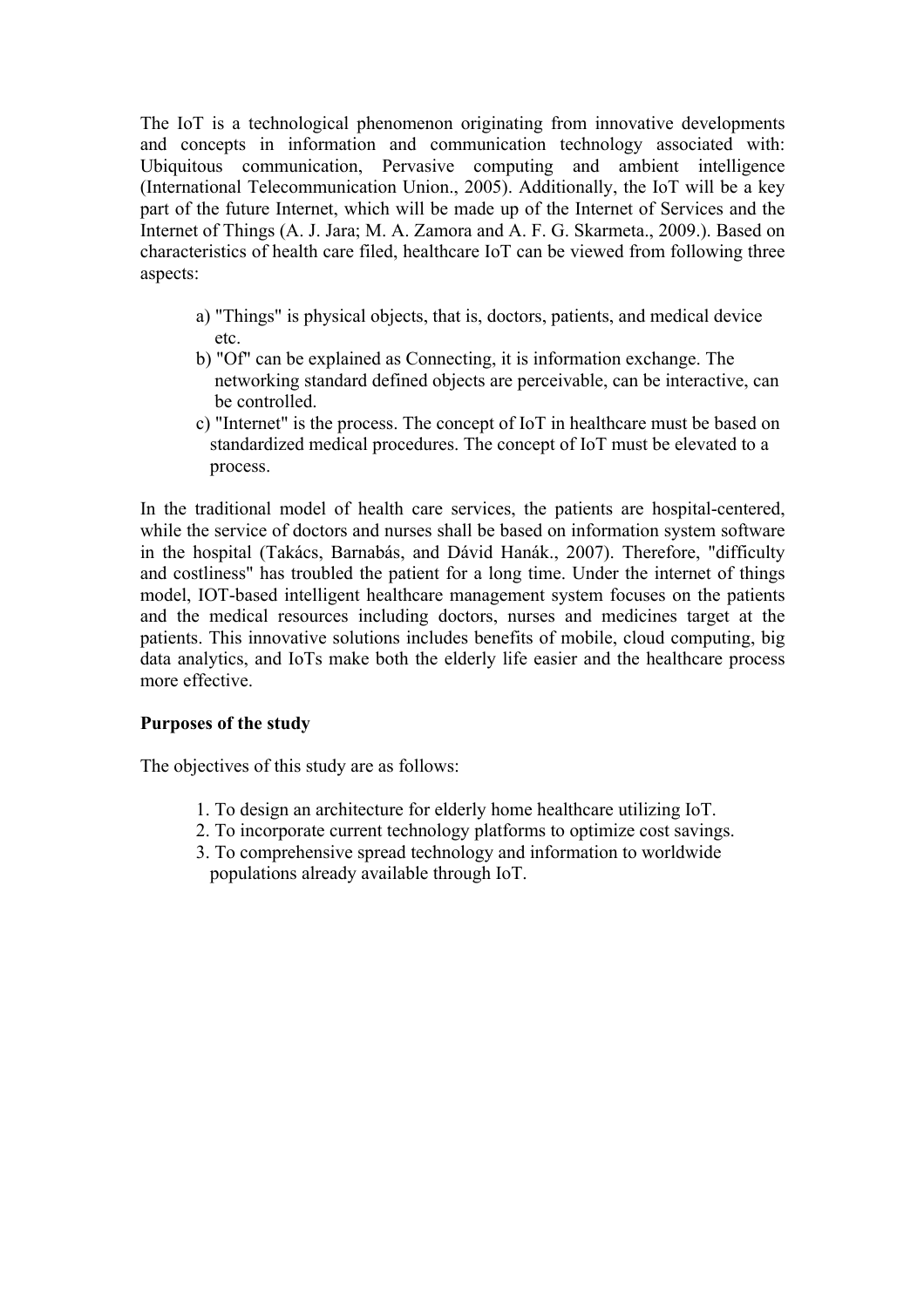The IoT is a technological phenomenon originating from innovative developments and concepts in information and communication technology associated with: Ubiquitous communication, Pervasive computing and ambient intelligence (International Telecommunication Union., 2005). Additionally, the IoT will be a key part of the future Internet, which will be made up of the Internet of Services and the Internet of Things (A. J. Jara; M. A. Zamora and A. F. G. Skarmeta., 2009.). Based on characteristics of health care filed, healthcare IoT can be viewed from following three aspects:

a) "Things" is physical objects, that is, doctors, patients, and medical device etc.
b) "Of" can be explained as Connecting, it is information exchange. The networking standard defined objects are perceivable, can be interactive, can be controlled.
c) "Internet" is the process. The concept of IoT in healthcare must be based on standardized medical procedures. The concept of IoT must be elevated to a process.

In the traditional model of health care services, the patients are hospital-centered, while the service of doctors and nurses shall be based on information system software in the hospital (Takács, Barnabás, and Dávid Hanák., 2007). Therefore, "difficulty and costliness" has troubled the patient for a long time. Under the internet of things model, IOT-based intelligent healthcare management system focuses on the patients and the medical resources including doctors, nurses and medicines target at the patients. This innovative solutions includes benefits of mobile, cloud computing, big data analytics, and IoTs make both the elderly life easier and the healthcare process more effective.

**Purposes of the study**

The objectives of this study are as follows:

1. To design an architecture for elderly home healthcare utilizing IoT.
2. To incorporate current technology platforms to optimize cost savings.
3. To comprehensive spread technology and information to worldwide populations already available through IoT.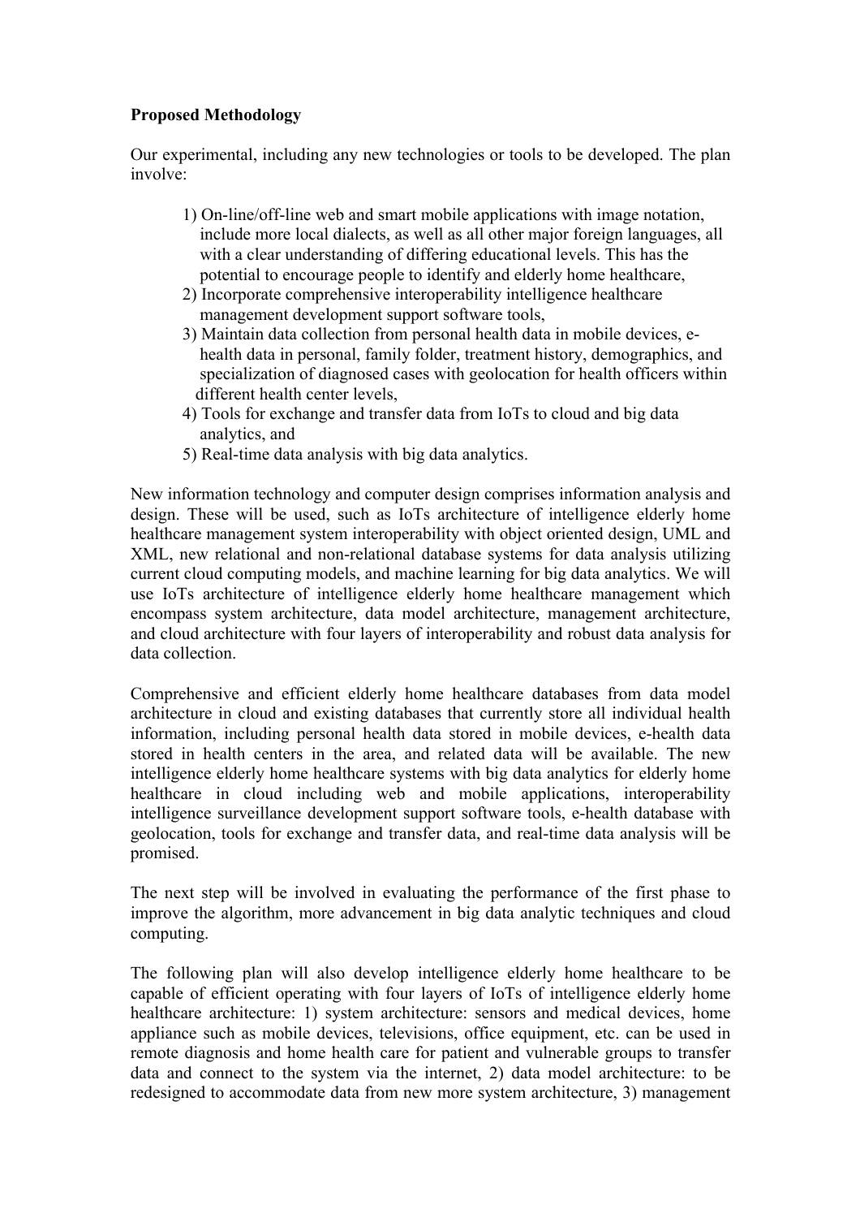**Proposed Methodology**

Our experimental, including any new technologies or tools to be developed. The plan involve:

1) On-line/off-line web and smart mobile applications with image notation, include more local dialects, as well as all other major foreign languages, all with a clear understanding of differing educational levels. This has the potential to encourage people to identify and elderly home healthcare,
2) Incorporate comprehensive interoperability intelligence healthcare management development support software tools,
3) Maintain data collection from personal health data in mobile devices, e-health data in personal, family folder, treatment history, demographics, and specialization of diagnosed cases with geolocation for health officers within different health center levels,
4) Tools for exchange and transfer data from IoTs to cloud and big data analytics, and
5) Real-time data analysis with big data analytics.

New information technology and computer design comprises information analysis and design. These will be used, such as IoTs architecture of intelligence elderly home healthcare management system interoperability with object oriented design, UML and XML, new relational and non-relational database systems for data analysis utilizing current cloud computing models, and machine learning for big data analytics. We will use IoTs architecture of intelligence elderly home healthcare management which encompass system architecture, data model architecture, management architecture, and cloud architecture with four layers of interoperability and robust data analysis for data collection.

Comprehensive and efficient elderly home healthcare databases from data model architecture in cloud and existing databases that currently store all individual health information, including personal health data stored in mobile devices, e-health data stored in health centers in the area, and related data will be available. The new intelligence elderly home healthcare systems with big data analytics for elderly home healthcare in cloud including web and mobile applications, interoperability intelligence surveillance development support software tools, e-health database with geolocation, tools for exchange and transfer data, and real-time data analysis will be promised.

The next step will be involved in evaluating the performance of the first phase to improve the algorithm, more advancement in big data analytic techniques and cloud computing.

The following plan will also develop intelligence elderly home healthcare to be capable of efficient operating with four layers of IoTs of intelligence elderly home healthcare architecture: 1) system architecture: sensors and medical devices, home appliance such as mobile devices, televisions, office equipment, etc. can be used in remote diagnosis and home health care for patient and vulnerable groups to transfer data and connect to the system via the internet, 2) data model architecture: to be redesigned to accommodate data from new more system architecture, 3) management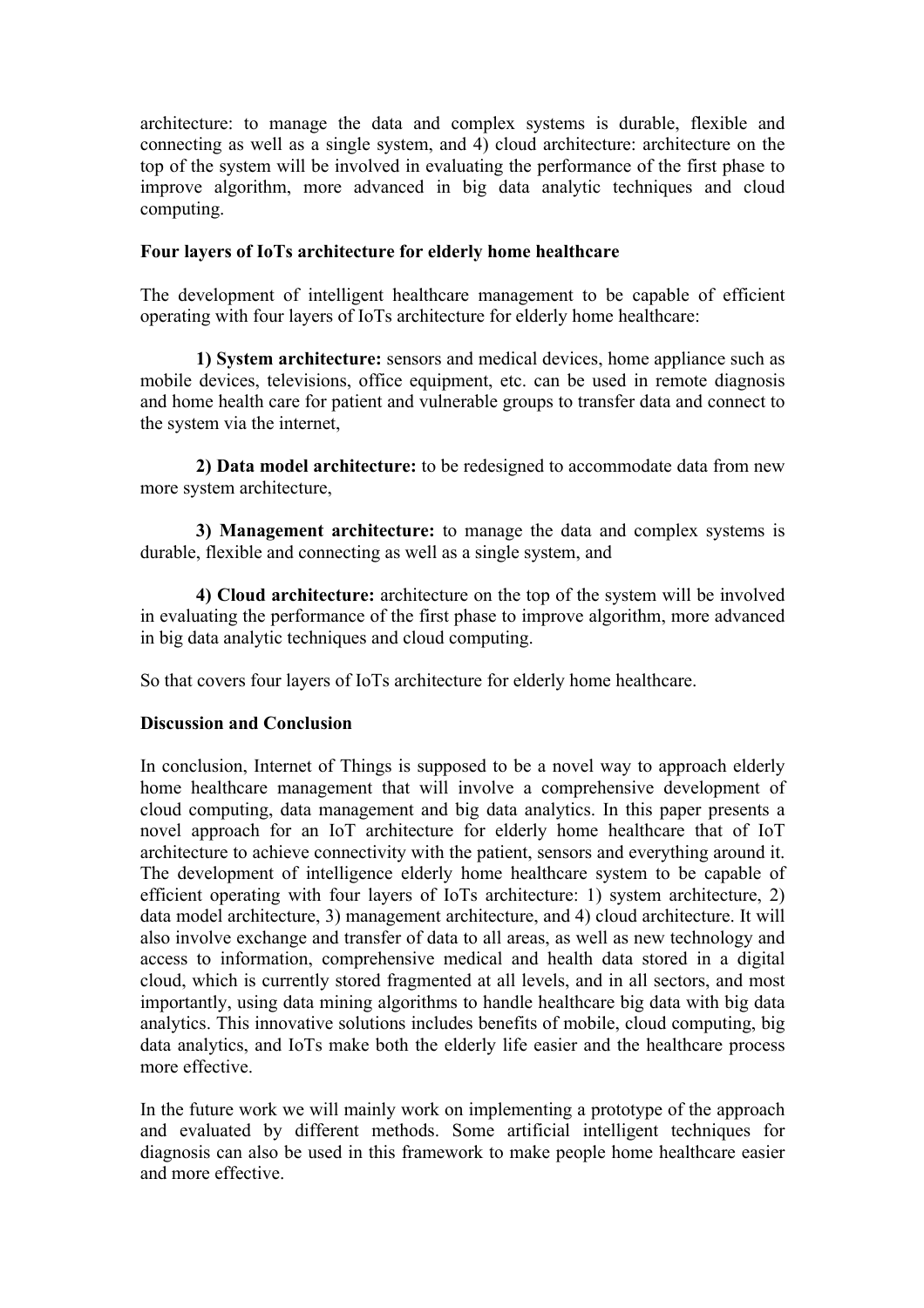architecture: to manage the data and complex systems is durable, flexible and connecting as well as a single system, and 4) cloud architecture: architecture on the top of the system will be involved in evaluating the performance of the first phase to improve algorithm, more advanced in big data analytic techniques and cloud computing.

**Four layers of IoTs architecture for elderly home healthcare**

The development of intelligent healthcare management to be capable of efficient operating with four layers of IoTs architecture for elderly home healthcare:

**1) System architecture:** sensors and medical devices, home appliance such as mobile devices, televisions, office equipment, etc. can be used in remote diagnosis and home health care for patient and vulnerable groups to transfer data and connect to the system via the internet,

**2) Data model architecture:** to be redesigned to accommodate data from new more system architecture,

**3) Management architecture:** to manage the data and complex systems is durable, flexible and connecting as well as a single system, and

**4) Cloud architecture:** architecture on the top of the system will be involved in evaluating the performance of the first phase to improve algorithm, more advanced in big data analytic techniques and cloud computing.

So that covers four layers of IoTs architecture for elderly home healthcare.

**Discussion and Conclusion**

In conclusion, Internet of Things is supposed to be a novel way to approach elderly home healthcare management that will involve a comprehensive development of cloud computing, data management and big data analytics. In this paper presents a novel approach for an IoT architecture for elderly home healthcare that of IoT architecture to achieve connectivity with the patient, sensors and everything around it. The development of intelligence elderly home healthcare system to be capable of efficient operating with four layers of IoTs architecture: 1) system architecture, 2) data model architecture, 3) management architecture, and 4) cloud architecture. It will also involve exchange and transfer of data to all areas, as well as new technology and access to information, comprehensive medical and health data stored in a digital cloud, which is currently stored fragmented at all levels, and in all sectors, and most importantly, using data mining algorithms to handle healthcare big data with big data analytics. This innovative solutions includes benefits of mobile, cloud computing, big data analytics, and IoTs make both the elderly life easier and the healthcare process more effective.

In the future work we will mainly work on implementing a prototype of the approach and evaluated by different methods. Some artificial intelligent techniques for diagnosis can also be used in this framework to make people home healthcare easier and more effective.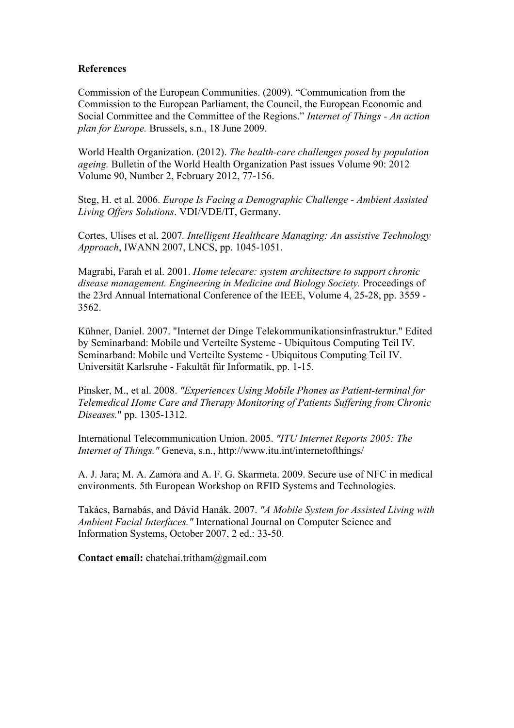**References**

Commission of the European Communities. (2009). “Communication from the Commission to the European Parliament, the Council, the European Economic and Social Committee and the Committee of the Regions.” *Internet of Things - An action plan for Europe.* Brussels, s.n., 18 June 2009.

World Health Organization. (2012). *The health-care challenges posed by population ageing.* Bulletin of the World Health Organization Past issues Volume 90: 2012 Volume 90, Number 2, February 2012, 77-156.

Steg, H. et al. 2006. *Europe Is Facing a Demographic Challenge - Ambient Assisted Living Offers Solutions*. VDI/VDE/IT, Germany.

Cortes, Ulises et al. 2007*. Intelligent Healthcare Managing: An assistive Technology Approach*, IWANN 2007, LNCS, pp. 1045-1051.

Magrabi, Farah et al. 2001. *Home telecare: system architecture to support chronic disease management. Engineering in Medicine and Biology Society.* Proceedings of the 23rd Annual International Conference of the IEEE, Volume 4, 25-28, pp. 3559 - 3562.

Kühner, Daniel. 2007. "Internet der Dinge Telekommunikationsinfrastruktur." Edited by Seminarband: Mobile und Verteilte Systeme - Ubiquitous Computing Teil IV. Seminarband: Mobile und Verteilte Systeme - Ubiquitous Computing Teil IV. Universität Karlsruhe - Fakultät für Informatik, pp. 1-15.

Pinsker, M., et al. 2008. *"Experiences Using Mobile Phones as Patient-terminal for Telemedical Home Care and Therapy Monitoring of Patients Suffering from Chronic Diseases.*" pp. 1305-1312.

International Telecommunication Union. 2005. *"ITU Internet Reports 2005: The Internet of Things."* Geneva, s.n., http://www.itu.int/internetofthings/

A. J. Jara; M. A. Zamora and A. F. G. Skarmeta. 2009. Secure use of NFC in medical environments. 5th European Workshop on RFID Systems and Technologies.

Takács, Barnabás, and Dávid Hanák. 2007. *"A Mobile System for Assisted Living with Ambient Facial Interfaces."* International Journal on Computer Science and Information Systems, October 2007, 2 ed.: 33-50.

**Contact email:** chatchai.tritham@gmail.com